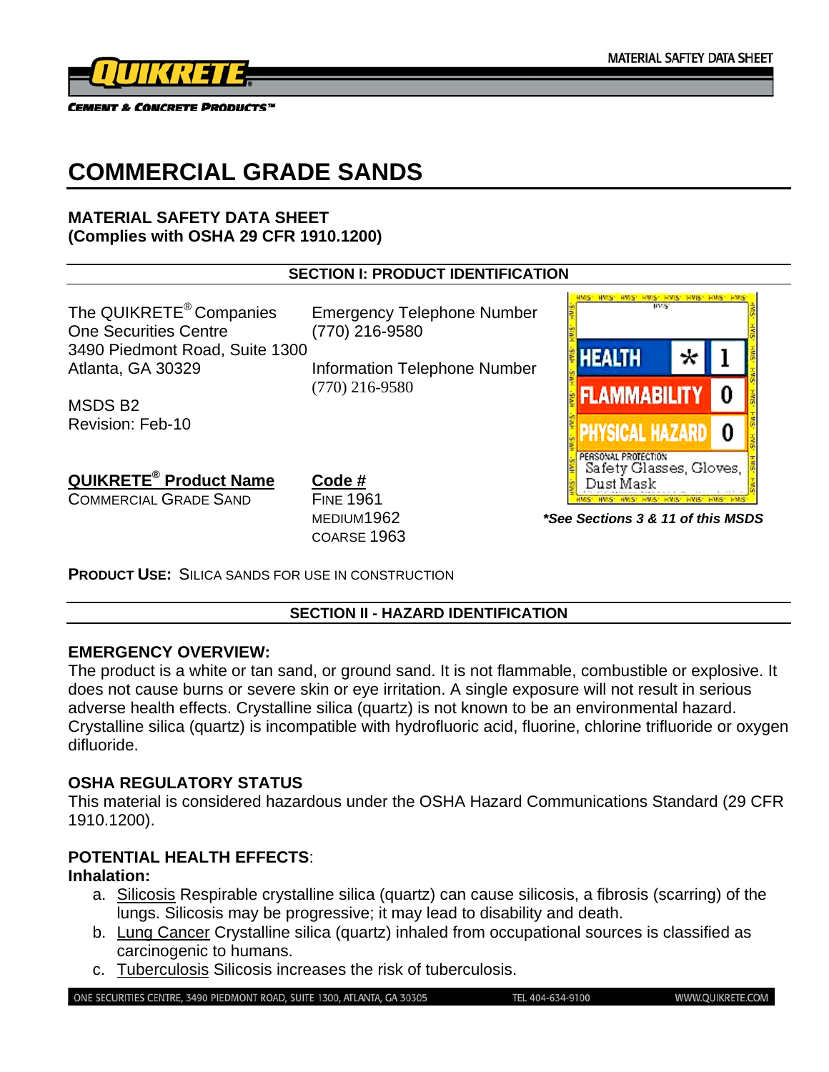# COMMERCIAL GRADE SANDS

**MATERIAL SAFETY DATA SHEET**
**(Complies with OSHA 29 CFR 1910.1200)**

## SECTION I: PRODUCT IDENTIFICATION

The QUIKRETE® Companies
One Securities Centre
3490 Piedmont Road, Suite 1300
Atlanta, GA 30329

MSDS B2
Revision: Feb-10

Emergency Telephone Number
(770) 216-9580

Information Telephone Number
(770) 216-9580

| HMIS | | |
|---|---|---|
| HEALTH | * | 1 |
| FLAMMABILITY | | 0 |
| PHYSICAL HAZARD | | 0 |
| PERSONAL PROTECTION | Safety Glasses, Gloves, Dust Mask | |

***See Sections 3 & 11 of this MSDS**

| QUIKRETE® Product Name | Code # |
|---|---|
| COMMERCIAL GRADE SAND | FINE 1961 |
| | MEDIUM 1962 |
| | COARSE 1963 |

**PRODUCT USE:** SILICA SANDS FOR USE IN CONSTRUCTION

## SECTION II - HAZARD IDENTIFICATION

### EMERGENCY OVERVIEW:

The product is a white or tan sand, or ground sand. It is not flammable, combustible or explosive. It does not cause burns or severe skin or eye irritation. A single exposure will not result in serious adverse health effects. Crystalline silica (quartz) is not known to be an environmental hazard. Crystalline silica (quartz) is incompatible with hydrofluoric acid, fluorine, chlorine trifluoride or oxygen difluoride.

### OSHA REGULATORY STATUS

This material is considered hazardous under the OSHA Hazard Communications Standard (29 CFR 1910.1200).

### POTENTIAL HEALTH EFFECTS:

**Inhalation:**

a. Silicosis Respirable crystalline silica (quartz) can cause silicosis, a fibrosis (scarring) of the lungs. Silicosis may be progressive; it may lead to disability and death.
b. Lung Cancer Crystalline silica (quartz) inhaled from occupational sources is classified as carcinogenic to humans.
c. Tuberculosis Silicosis increases the risk of tuberculosis.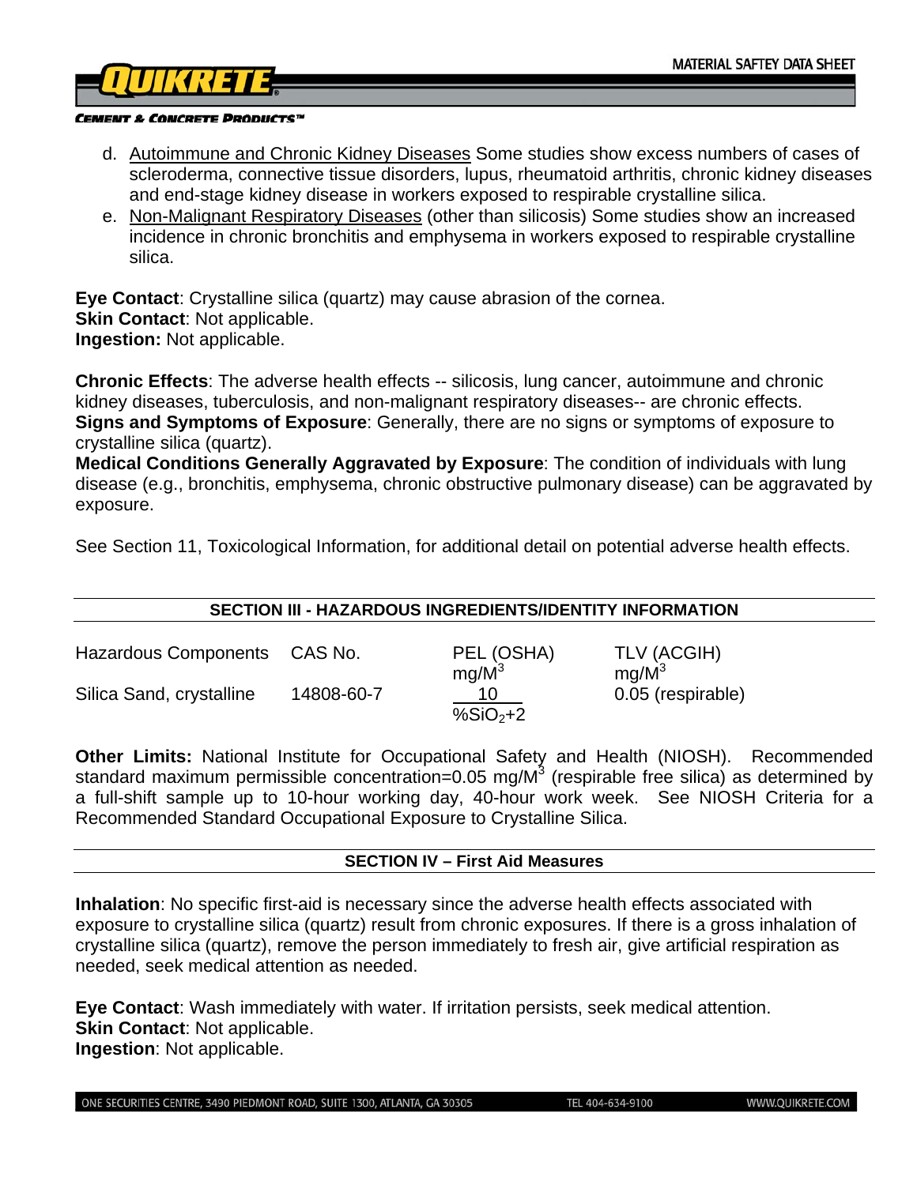d. Autoimmune and Chronic Kidney Diseases Some studies show excess numbers of cases of scleroderma, connective tissue disorders, lupus, rheumatoid arthritis, chronic kidney diseases and end-stage kidney disease in workers exposed to respirable crystalline silica.

e. Non-Malignant Respiratory Diseases (other than silicosis) Some studies show an increased incidence in chronic bronchitis and emphysema in workers exposed to respirable crystalline silica.

**Eye Contact**: Crystalline silica (quartz) may cause abrasion of the cornea.
**Skin Contact**: Not applicable.
**Ingestion:** Not applicable.

**Chronic Effects**: The adverse health effects -- silicosis, lung cancer, autoimmune and chronic kidney diseases, tuberculosis, and non-malignant respiratory diseases-- are chronic effects.
**Signs and Symptoms of Exposure**: Generally, there are no signs or symptoms of exposure to crystalline silica (quartz).
**Medical Conditions Generally Aggravated by Exposure**: The condition of individuals with lung disease (e.g., bronchitis, emphysema, chronic obstructive pulmonary disease) can be aggravated by exposure.

See Section 11, Toxicological Information, for additional detail on potential adverse health effects.

## SECTION III - HAZARDOUS INGREDIENTS/IDENTITY INFORMATION

| Hazardous Components | CAS No. | PEL (OSHA) $mg/M^3$ | TLV (ACGIH) $mg/M^3$ |
|---|---|---|---|
| Silica Sand, crystalline | 14808-60-7 | $\frac{10}{\%SiO_2+2}$ | 0.05 (respirable) |

**Other Limits:** National Institute for Occupational Safety and Health (NIOSH). Recommended standard maximum permissible concentration=0.05 $mg/M^3$ (respirable free silica) as determined by a full-shift sample up to 10-hour working day, 40-hour work week. See NIOSH Criteria for a Recommended Standard Occupational Exposure to Crystalline Silica.

## SECTION IV – First Aid Measures

**Inhalation**: No specific first-aid is necessary since the adverse health effects associated with exposure to crystalline silica (quartz) result from chronic exposures. If there is a gross inhalation of crystalline silica (quartz), remove the person immediately to fresh air, give artificial respiration as needed, seek medical attention as needed.

**Eye Contact**: Wash immediately with water. If irritation persists, seek medical attention.
**Skin Contact**: Not applicable.
**Ingestion**: Not applicable.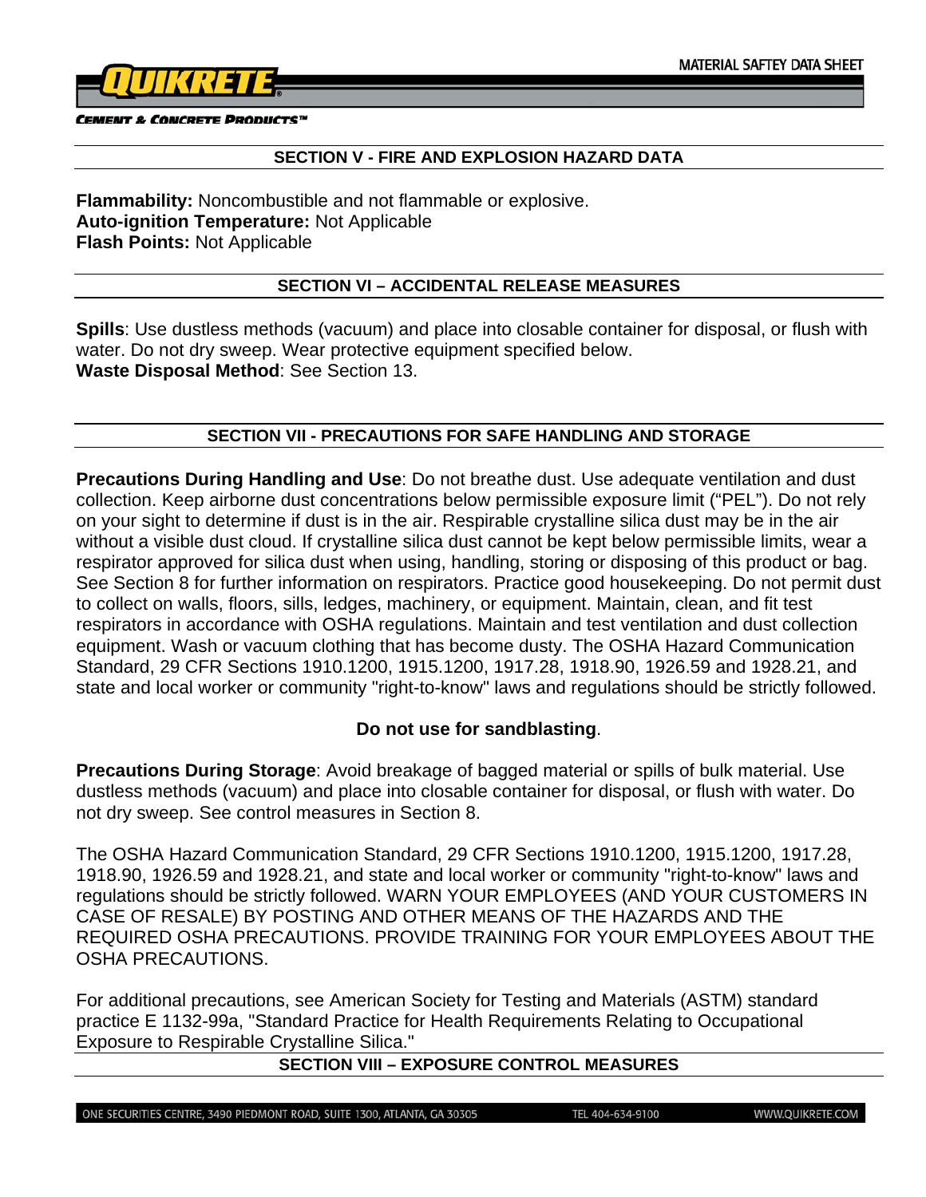## SECTION V - FIRE AND EXPLOSION HAZARD DATA

**Flammability:** Noncombustible and not flammable or explosive.
**Auto-ignition Temperature:** Not Applicable
**Flash Points:** Not Applicable

## SECTION VI – ACCIDENTAL RELEASE MEASURES

**Spills**: Use dustless methods (vacuum) and place into closable container for disposal, or flush with water. Do not dry sweep. Wear protective equipment specified below.
**Waste Disposal Method**: See Section 13.

## SECTION VII - PRECAUTIONS FOR SAFE HANDLING AND STORAGE

**Precautions During Handling and Use**: Do not breathe dust. Use adequate ventilation and dust collection. Keep airborne dust concentrations below permissible exposure limit ("PEL"). Do not rely on your sight to determine if dust is in the air. Respirable crystalline silica dust may be in the air without a visible dust cloud. If crystalline silica dust cannot be kept below permissible limits, wear a respirator approved for silica dust when using, handling, storing or disposing of this product or bag. See Section 8 for further information on respirators. Practice good housekeeping. Do not permit dust to collect on walls, floors, sills, ledges, machinery, or equipment. Maintain, clean, and fit test respirators in accordance with OSHA regulations. Maintain and test ventilation and dust collection equipment. Wash or vacuum clothing that has become dusty. The OSHA Hazard Communication Standard, 29 CFR Sections 1910.1200, 1915.1200, 1917.28, 1918.90, 1926.59 and 1928.21, and state and local worker or community "right-to-know" laws and regulations should be strictly followed.

**Do not use for sandblasting**.

**Precautions During Storage**: Avoid breakage of bagged material or spills of bulk material. Use dustless methods (vacuum) and place into closable container for disposal, or flush with water. Do not dry sweep. See control measures in Section 8.

The OSHA Hazard Communication Standard, 29 CFR Sections 1910.1200, 1915.1200, 1917.28, 1918.90, 1926.59 and 1928.21, and state and local worker or community "right-to-know" laws and regulations should be strictly followed. WARN YOUR EMPLOYEES (AND YOUR CUSTOMERS IN CASE OF RESALE) BY POSTING AND OTHER MEANS OF THE HAZARDS AND THE REQUIRED OSHA PRECAUTIONS. PROVIDE TRAINING FOR YOUR EMPLOYEES ABOUT THE OSHA PRECAUTIONS.

For additional precautions, see American Society for Testing and Materials (ASTM) standard practice E 1132-99a, "Standard Practice for Health Requirements Relating to Occupational Exposure to Respirable Crystalline Silica."

## SECTION VIII – EXPOSURE CONTROL MEASURES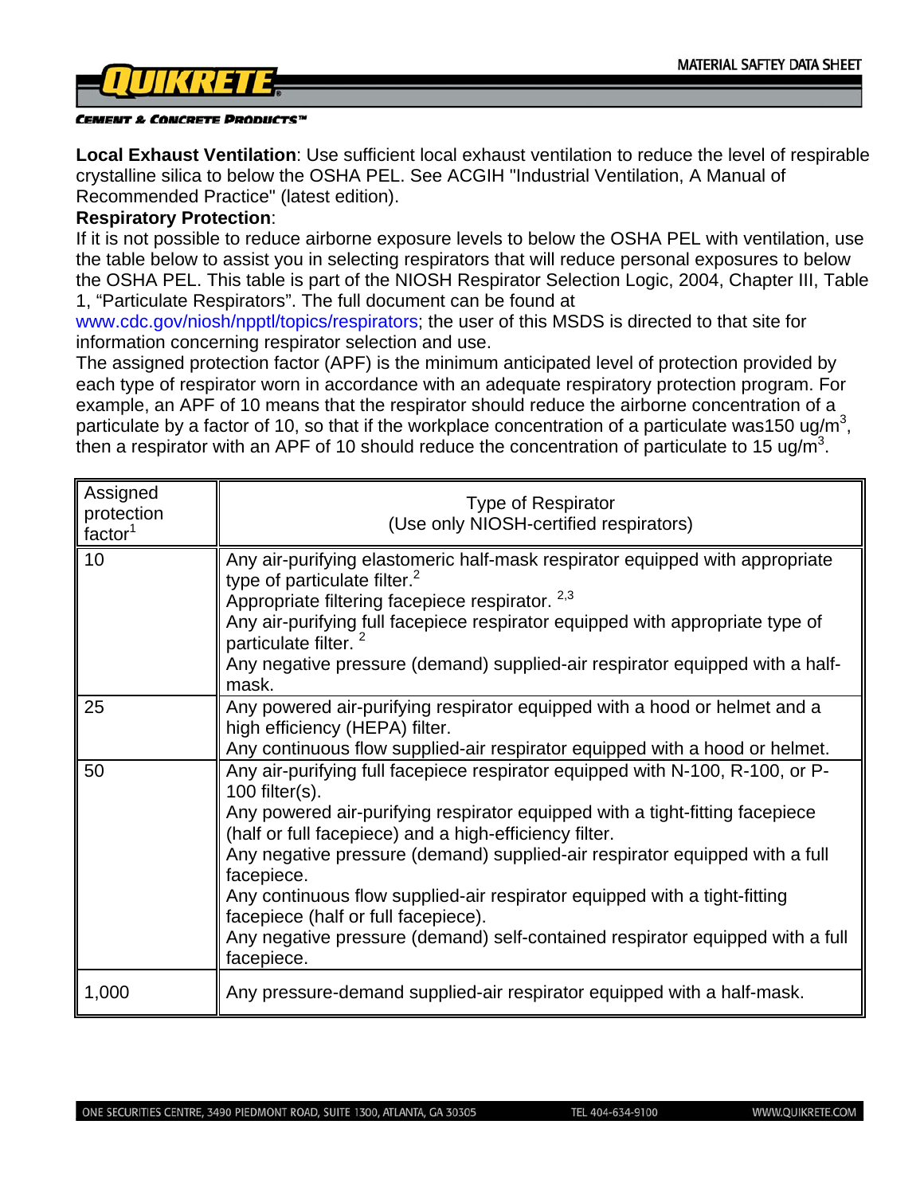**Local Exhaust Ventilation**: Use sufficient local exhaust ventilation to reduce the level of respirable crystalline silica to below the OSHA PEL. See ACGIH "Industrial Ventilation, A Manual of Recommended Practice" (latest edition).

**Respiratory Protection**:

If it is not possible to reduce airborne exposure levels to below the OSHA PEL with ventilation, use the table below to assist you in selecting respirators that will reduce personal exposures to below the OSHA PEL. This table is part of the NIOSH Respirator Selection Logic, 2004, Chapter III, Table 1, "Particulate Respirators". The full document can be found at www.cdc.gov/niosh/npptl/topics/respirators; the user of this MSDS is directed to that site for information concerning respirator selection and use.

The assigned protection factor (APF) is the minimum anticipated level of protection provided by each type of respirator worn in accordance with an adequate respiratory protection program. For example, an APF of 10 means that the respirator should reduce the airborne concentration of a particulate by a factor of 10, so that if the workplace concentration of a particulate was150 ug/$m^3$, then a respirator with an APF of 10 should reduce the concentration of particulate to 15 ug/$m^3$.

| Assigned protection factor[1] | Type of Respirator (Use only NIOSH-certified respirators) |
|---|---|
| 10 | Any air-purifying elastomeric half-mask respirator equipped with appropriate type of particulate filter.[2]<br>Appropriate filtering facepiece respirator. [2,3]<br>Any air-purifying full facepiece respirator equipped with appropriate type of particulate filter. [2]<br>Any negative pressure (demand) supplied-air respirator equipped with a half-mask. |
| 25 | Any powered air-purifying respirator equipped with a hood or helmet and a high efficiency (HEPA) filter.<br>Any continuous flow supplied-air respirator equipped with a hood or helmet. |
| 50 | Any air-purifying full facepiece respirator equipped with N-100, R-100, or P-100 filter(s).<br>Any powered air-purifying respirator equipped with a tight-fitting facepiece (half or full facepiece) and a high-efficiency filter.<br>Any negative pressure (demand) supplied-air respirator equipped with a full facepiece.<br>Any continuous flow supplied-air respirator equipped with a tight-fitting facepiece (half or full facepiece).<br>Any negative pressure (demand) self-contained respirator equipped with a full facepiece. |
| 1,000 | Any pressure-demand supplied-air respirator equipped with a half-mask. |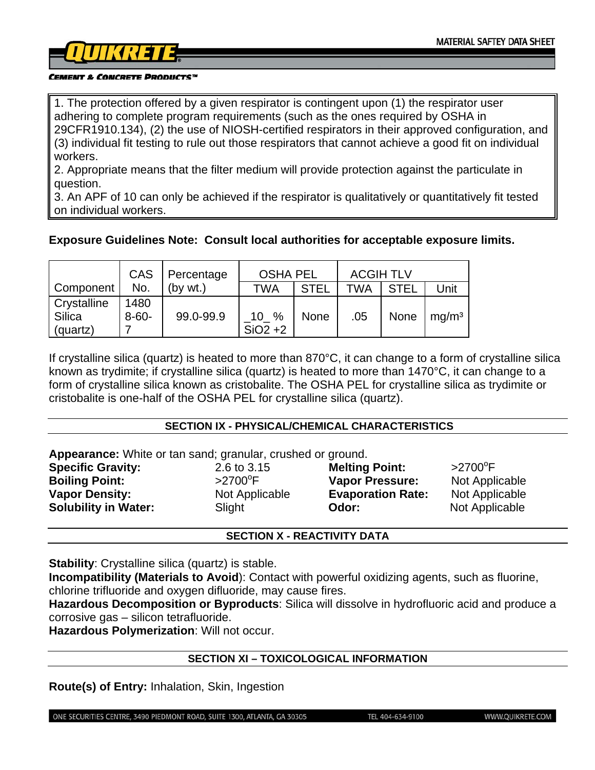1. The protection offered by a given respirator is contingent upon (1) the respirator user adhering to complete program requirements (such as the ones required by OSHA in 29CFR1910.134), (2) the use of NIOSH-certified respirators in their approved configuration, and (3) individual fit testing to rule out those respirators that cannot achieve a good fit on individual workers.
2. Appropriate means that the filter medium will provide protection against the particulate in question.
3. An APF of 10 can only be achieved if the respirator is qualitatively or quantitatively fit tested on individual workers.

**Exposure Guidelines Note: Consult local authorities for acceptable exposure limits.**

| Component | CAS No. | Percentage (by wt.) | OSHA PEL | | ACGIH TLV | | |
|---|---|---|---|---|---|---|---|
| | | | TWA | STEL | TWA | STEL | Unit |
| Crystalline Silica (quartz) | 14808-60-7 | 99.0-99.9 | _10_ % SiO2 +2 | None | .05 | None | $mg/m^3$ |

If crystalline silica (quartz) is heated to more than 870°C, it can change to a form of crystalline silica known as trydimite; if crystalline silica (quartz) is heated to more than 1470°C, it can change to a form of crystalline silica known as cristobalite. The OSHA PEL for crystalline silica as trydimite or cristobalite is one-half of the OSHA PEL for crystalline silica (quartz).

## SECTION IX - PHYSICAL/CHEMICAL CHARACTERISTICS

**Appearance:** White or tan sand; granular, crushed or ground.

**Specific Gravity:** 2.6 to 3.15
**Melting Point:** >2700°F
**Boiling Point:** >2700°F
**Vapor Pressure:** Not Applicable
**Vapor Density:** Not Applicable
**Evaporation Rate:** Not Applicable
**Solubility in Water:** Slight
**Odor:** Not Applicable

## SECTION X - REACTIVITY DATA

**Stability**: Crystalline silica (quartz) is stable.
**Incompatibility (Materials to Avoid)**: Contact with powerful oxidizing agents, such as fluorine, chlorine trifluoride and oxygen difluoride, may cause fires.
**Hazardous Decomposition or Byproducts**: Silica will dissolve in hydrofluoric acid and produce a corrosive gas – silicon tetrafluoride.
**Hazardous Polymerization**: Will not occur.

## SECTION XI – TOXICOLOGICAL INFORMATION

**Route(s) of Entry:** Inhalation, Skin, Ingestion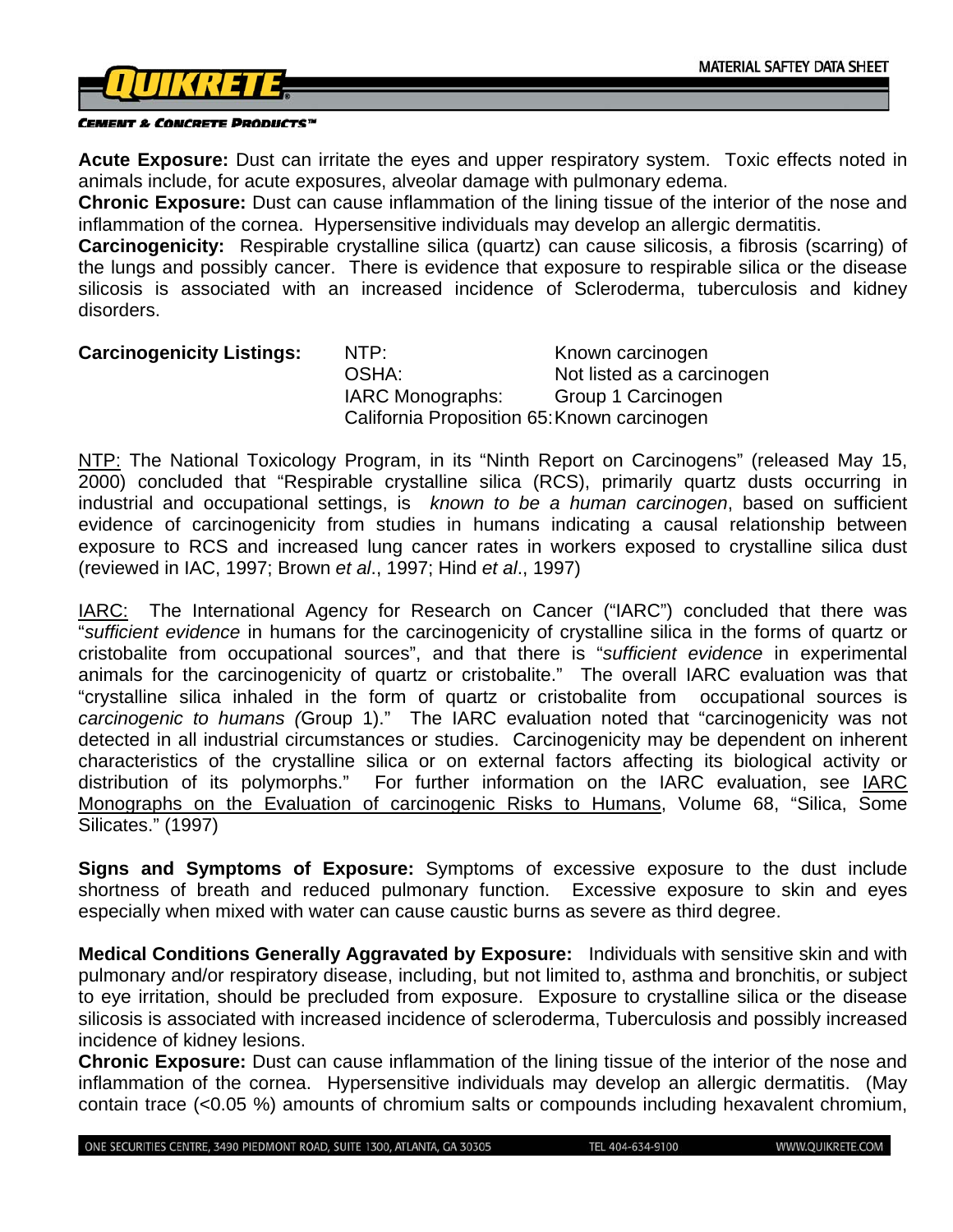**Acute Exposure:** Dust can irritate the eyes and upper respiratory system. Toxic effects noted in animals include, for acute exposures, alveolar damage with pulmonary edema.
**Chronic Exposure:** Dust can cause inflammation of the lining tissue of the interior of the nose and inflammation of the cornea. Hypersensitive individuals may develop an allergic dermatitis.
**Carcinogenicity:** Respirable crystalline silica (quartz) can cause silicosis, a fibrosis (scarring) of the lungs and possibly cancer. There is evidence that exposure to respirable silica or the disease silicosis is associated with an increased incidence of Scleroderma, tuberculosis and kidney disorders.

| **Carcinogenicity Listings:** | NTP: | Known carcinogen |
|---|---|---|
| | OSHA: | Not listed as a carcinogen |
| | IARC Monographs: | Group 1 Carcinogen |
| | California Proposition 65: | Known carcinogen |

NTP: The National Toxicology Program, in its "Ninth Report on Carcinogens" (released May 15, 2000) concluded that "Respirable crystalline silica (RCS), primarily quartz dusts occurring in industrial and occupational settings, is *known to be a human carcinogen*, based on sufficient evidence of carcinogenicity from studies in humans indicating a causal relationship between exposure to RCS and increased lung cancer rates in workers exposed to crystalline silica dust (reviewed in IAC, 1997; Brown *et al*., 1997; Hind *et al*., 1997)

IARC: The International Agency for Research on Cancer ("IARC") concluded that there was "*sufficient evidence* in humans for the carcinogenicity of crystalline silica in the forms of quartz or cristobalite from occupational sources", and that there is "*sufficient evidence* in experimental animals for the carcinogenicity of quartz or cristobalite." The overall IARC evaluation was that "crystalline silica inhaled in the form of quartz or cristobalite from occupational sources is *carcinogenic to humans (*Group 1)." The IARC evaluation noted that "carcinogenicity was not detected in all industrial circumstances or studies. Carcinogenicity may be dependent on inherent characteristics of the crystalline silica or on external factors affecting its biological activity or distribution of its polymorphs." For further information on the IARC evaluation, see IARC Monographs on the Evaluation of carcinogenic Risks to Humans, Volume 68, "Silica, Some Silicates." (1997)

**Signs and Symptoms of Exposure:** Symptoms of excessive exposure to the dust include shortness of breath and reduced pulmonary function. Excessive exposure to skin and eyes especially when mixed with water can cause caustic burns as severe as third degree.

**Medical Conditions Generally Aggravated by Exposure:** Individuals with sensitive skin and with pulmonary and/or respiratory disease, including, but not limited to, asthma and bronchitis, or subject to eye irritation, should be precluded from exposure. Exposure to crystalline silica or the disease silicosis is associated with increased incidence of scleroderma, Tuberculosis and possibly increased incidence of kidney lesions.
**Chronic Exposure:** Dust can cause inflammation of the lining tissue of the interior of the nose and inflammation of the cornea. Hypersensitive individuals may develop an allergic dermatitis. (May contain trace (<0.05 %) amounts of chromium salts or compounds including hexavalent chromium,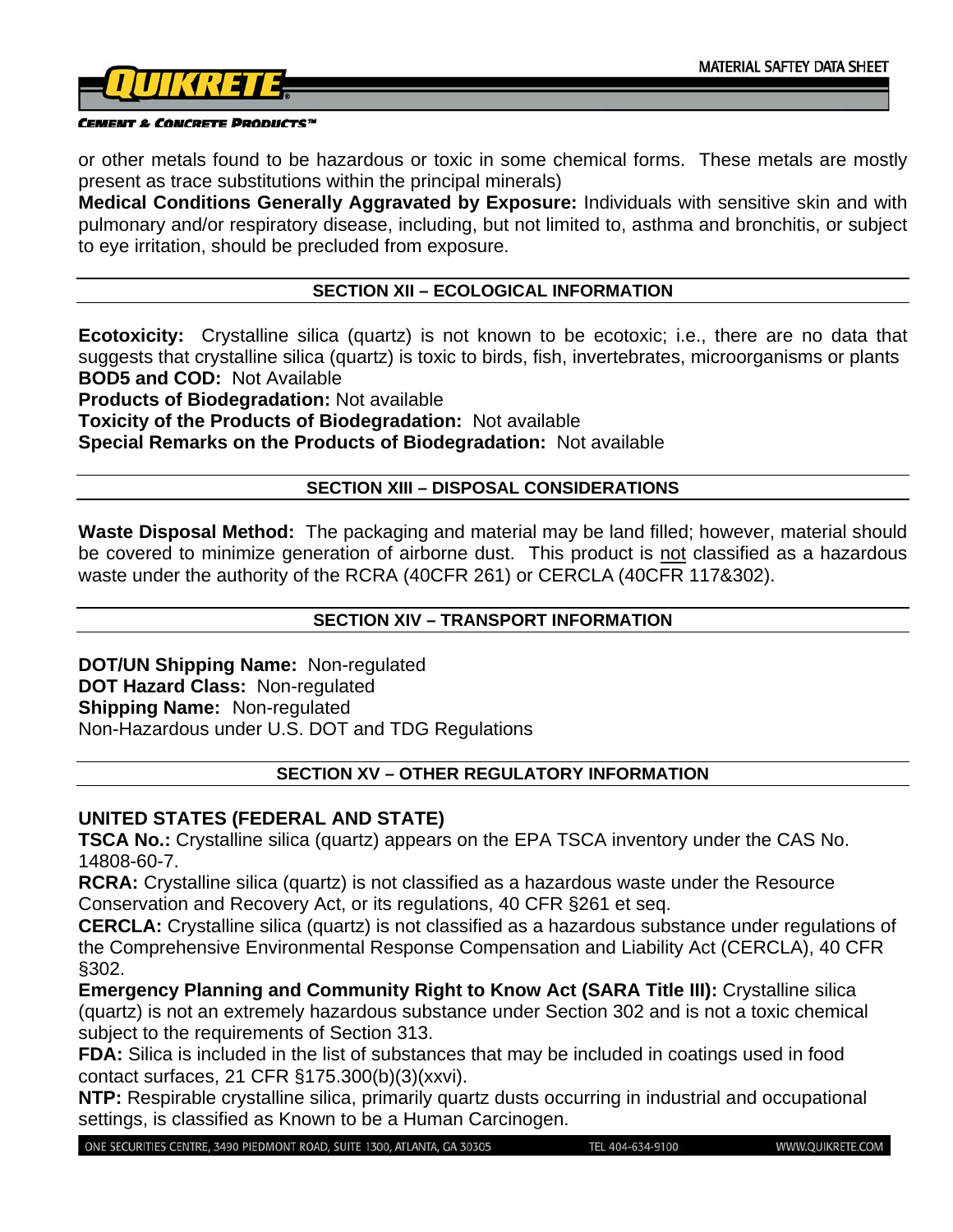or other metals found to be hazardous or toxic in some chemical forms. These metals are mostly present as trace substitutions within the principal minerals)

**Medical Conditions Generally Aggravated by Exposure:** Individuals with sensitive skin and with pulmonary and/or respiratory disease, including, but not limited to, asthma and bronchitis, or subject to eye irritation, should be precluded from exposure.

## SECTION XII – ECOLOGICAL INFORMATION

**Ecotoxicity:** Crystalline silica (quartz) is not known to be ecotoxic; i.e., there are no data that suggests that crystalline silica (quartz) is toxic to birds, fish, invertebrates, microorganisms or plants

**BOD5 and COD:** Not Available

**Products of Biodegradation:** Not available

**Toxicity of the Products of Biodegradation:** Not available

**Special Remarks on the Products of Biodegradation:** Not available

## SECTION XIII – DISPOSAL CONSIDERATIONS

**Waste Disposal Method:** The packaging and material may be land filled; however, material should be covered to minimize generation of airborne dust. This product is not classified as a hazardous waste under the authority of the RCRA (40CFR 261) or CERCLA (40CFR 117&302).

## SECTION XIV – TRANSPORT INFORMATION

**DOT/UN Shipping Name:** Non-regulated

**DOT Hazard Class:** Non-regulated

**Shipping Name:** Non-regulated

Non-Hazardous under U.S. DOT and TDG Regulations

## SECTION XV – OTHER REGULATORY INFORMATION

### UNITED STATES (FEDERAL AND STATE)

**TSCA No.:** Crystalline silica (quartz) appears on the EPA TSCA inventory under the CAS No. 14808-60-7.

**RCRA:** Crystalline silica (quartz) is not classified as a hazardous waste under the Resource Conservation and Recovery Act, or its regulations, 40 CFR §261 et seq.

**CERCLA:** Crystalline silica (quartz) is not classified as a hazardous substance under regulations of the Comprehensive Environmental Response Compensation and Liability Act (CERCLA), 40 CFR §302.

**Emergency Planning and Community Right to Know Act (SARA Title III):** Crystalline silica (quartz) is not an extremely hazardous substance under Section 302 and is not a toxic chemical subject to the requirements of Section 313.

**FDA:** Silica is included in the list of substances that may be included in coatings used in food contact surfaces, 21 CFR §175.300(b)(3)(xxvi).

**NTP:** Respirable crystalline silica, primarily quartz dusts occurring in industrial and occupational settings, is classified as Known to be a Human Carcinogen.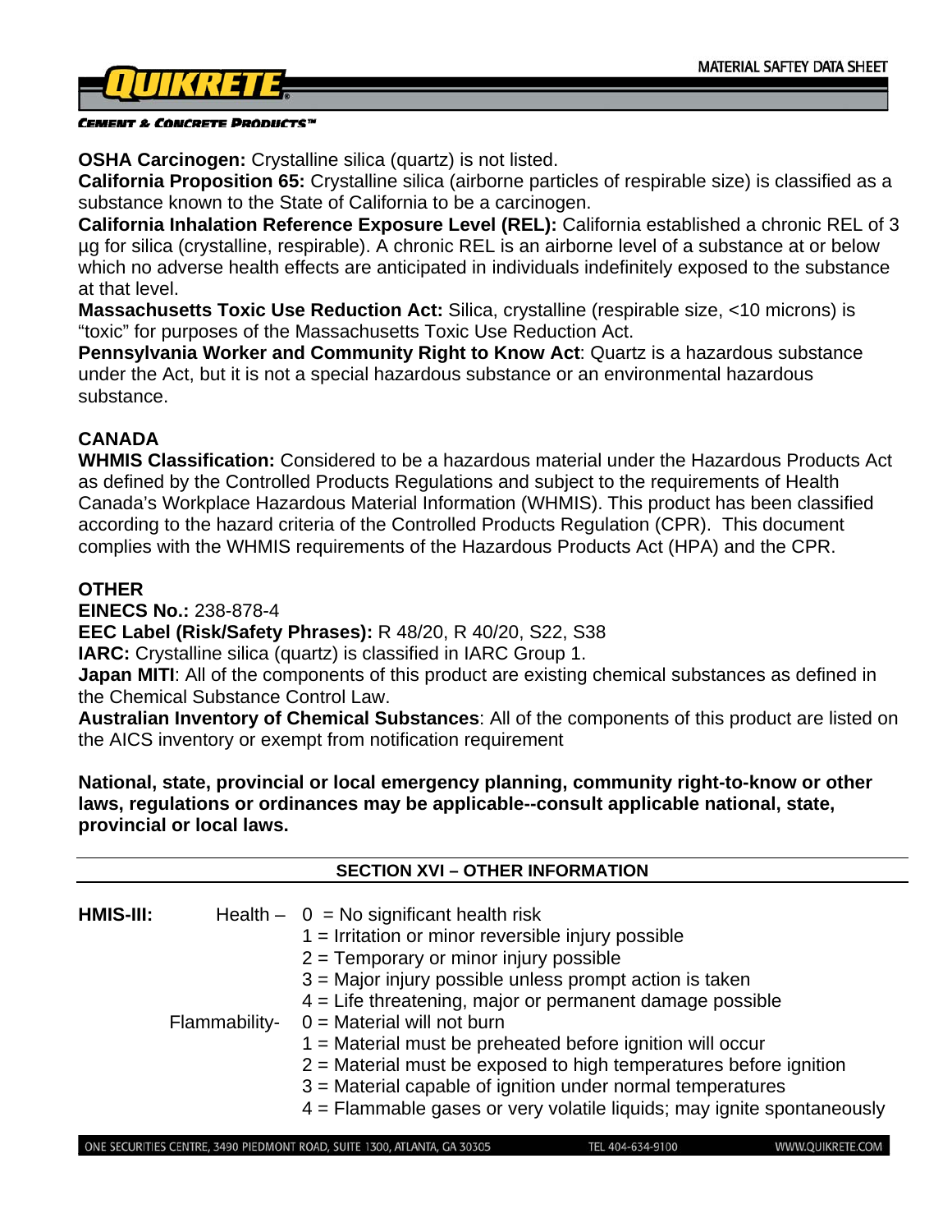**OSHA Carcinogen:** Crystalline silica (quartz) is not listed.
**California Proposition 65:** Crystalline silica (airborne particles of respirable size) is classified as a substance known to the State of California to be a carcinogen.
**California Inhalation Reference Exposure Level (REL):** California established a chronic REL of 3 µg for silica (crystalline, respirable). A chronic REL is an airborne level of a substance at or below which no adverse health effects are anticipated in individuals indefinitely exposed to the substance at that level.
**Massachusetts Toxic Use Reduction Act:** Silica, crystalline (respirable size, <10 microns) is "toxic" for purposes of the Massachusetts Toxic Use Reduction Act.
**Pennsylvania Worker and Community Right to Know Act**: Quartz is a hazardous substance under the Act, but it is not a special hazardous substance or an environmental hazardous substance.

**CANADA**
**WHMIS Classification:** Considered to be a hazardous material under the Hazardous Products Act as defined by the Controlled Products Regulations and subject to the requirements of Health Canada's Workplace Hazardous Material Information (WHMIS). This product has been classified according to the hazard criteria of the Controlled Products Regulation (CPR). This document complies with the WHMIS requirements of the Hazardous Products Act (HPA) and the CPR.

**OTHER**
**EINECS No.:** 238-878-4
**EEC Label (Risk/Safety Phrases):** R 48/20, R 40/20, S22, S38
**IARC:** Crystalline silica (quartz) is classified in IARC Group 1.
**Japan MITI**: All of the components of this product are existing chemical substances as defined in the Chemical Substance Control Law.
**Australian Inventory of Chemical Substances**: All of the components of this product are listed on the AICS inventory or exempt from notification requirement

**National, state, provincial or local emergency planning, community right-to-know or other laws, regulations or ordinances may be applicable--consult applicable national, state, provincial or local laws.**

## SECTION XVI – OTHER INFORMATION

**HMIS-III:**

Health –
- 0 = No significant health risk
- 1 = Irritation or minor reversible injury possible
- 2 = Temporary or minor injury possible
- 3 = Major injury possible unless prompt action is taken
- 4 = Life threatening, major or permanent damage possible

Flammability-
- 0 = Material will not burn
- 1 = Material must be preheated before ignition will occur
- 2 = Material must be exposed to high temperatures before ignition
- 3 = Material capable of ignition under normal temperatures
- 4 = Flammable gases or very volatile liquids; may ignite spontaneously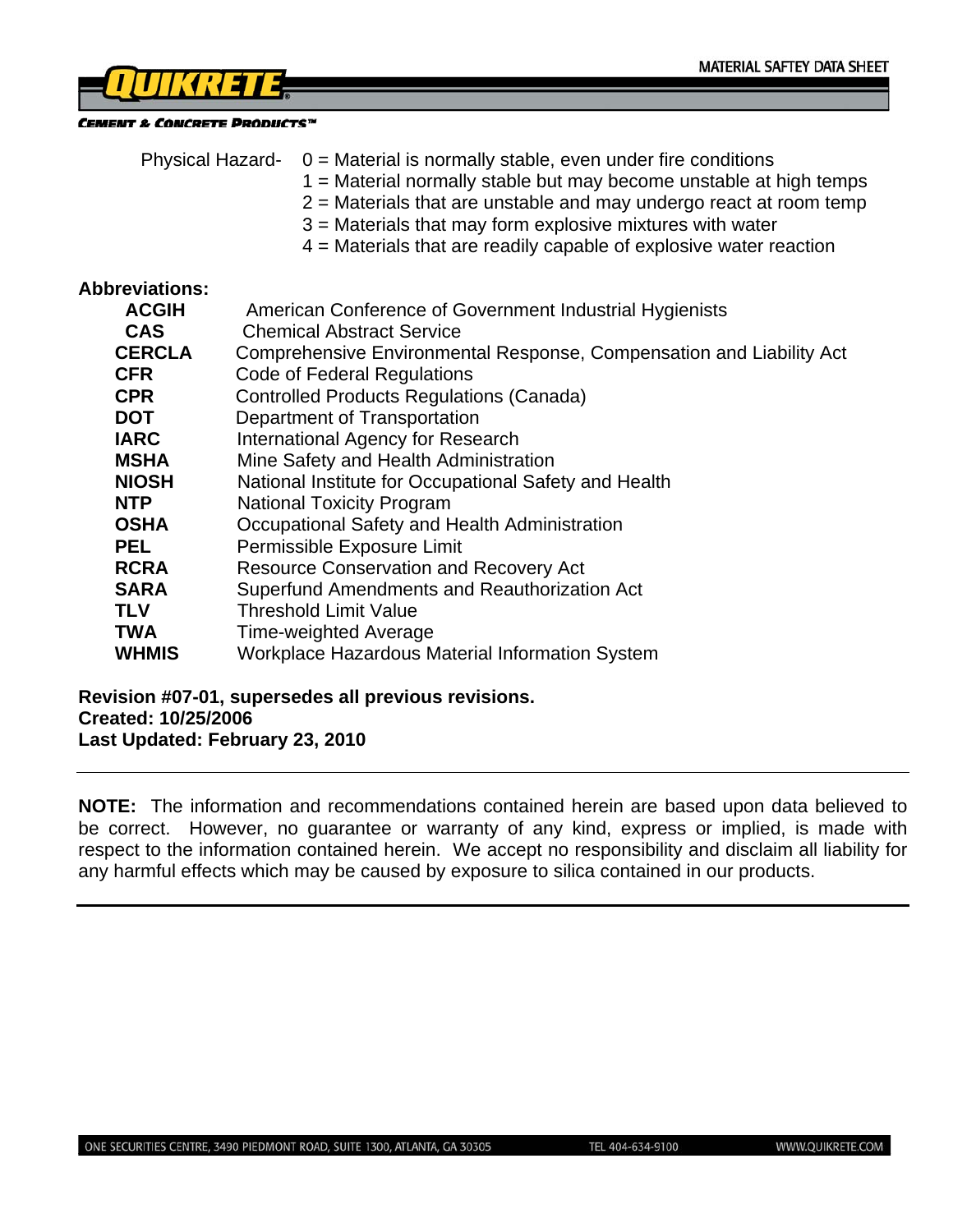Physical Hazard- 0 = Material is normally stable, even under fire conditions
1 = Material normally stable but may become unstable at high temps
2 = Materials that are unstable and may undergo react at room temp
3 = Materials that may form explosive mixtures with water
4 = Materials that are readily capable of explosive water reaction

**Abbreviations:**

| | |
|---|---|
| **ACGIH** | American Conference of Government Industrial Hygienists |
| **CAS** | Chemical Abstract Service |
| **CERCLA** | Comprehensive Environmental Response, Compensation and Liability Act |
| **CFR** | Code of Federal Regulations |
| **CPR** | Controlled Products Regulations (Canada) |
| **DOT** | Department of Transportation |
| **IARC** | International Agency for Research |
| **MSHA** | Mine Safety and Health Administration |
| **NIOSH** | National Institute for Occupational Safety and Health |
| **NTP** | National Toxicity Program |
| **OSHA** | Occupational Safety and Health Administration |
| **PEL** | Permissible Exposure Limit |
| **RCRA** | Resource Conservation and Recovery Act |
| **SARA** | Superfund Amendments and Reauthorization Act |
| **TLV** | Threshold Limit Value |
| **TWA** | Time-weighted Average |
| **WHMIS** | Workplace Hazardous Material Information System |

**Revision #07-01, supersedes all previous revisions.**
**Created: 10/25/2006**
**Last Updated: February 23, 2010**

---

**NOTE:** The information and recommendations contained herein are based upon data believed to be correct. However, no guarantee or warranty of any kind, express or implied, is made with respect to the information contained herein. We accept no responsibility and disclaim all liability for any harmful effects which may be caused by exposure to silica contained in our products.